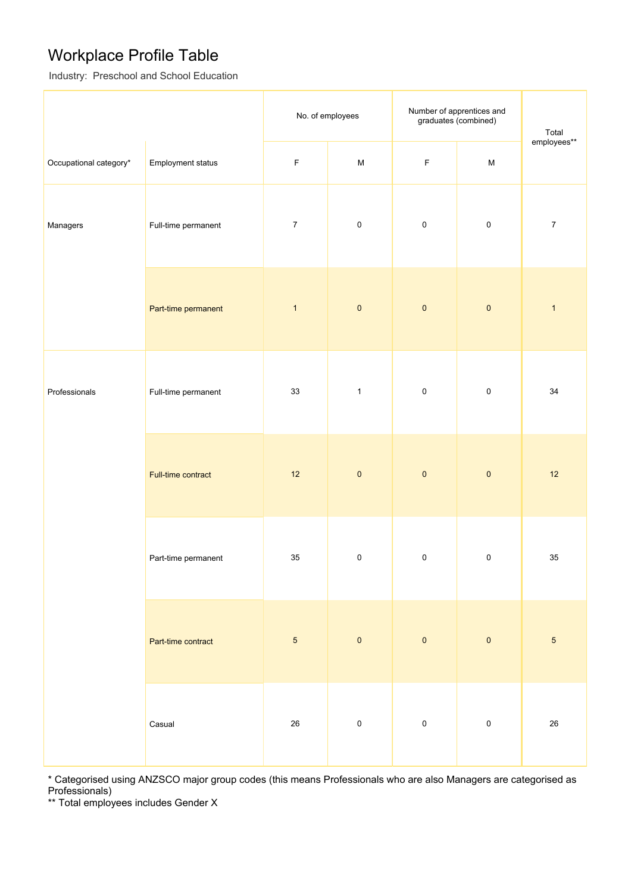# Workplace Profile Table

Industry: Preschool and School Education

| Occupational category* | Employment status | No. of employees | | Number of apprentices and graduates (combined) | | Total employees** |
|---|---|---|---|---|---|---|
| | | F | M | F | M | |
| Managers | Full-time permanent | 7 | 0 | 0 | 0 | 7 |
| | Part-time permanent | 1 | 0 | 0 | 0 | 1 |
| Professionals | Full-time permanent | 33 | 1 | 0 | 0 | 34 |
| | Full-time contract | 12 | 0 | 0 | 0 | 12 |
| | Part-time permanent | 35 | 0 | 0 | 0 | 35 |
| | Part-time contract | 5 | 0 | 0 | 0 | 5 |
| | Casual | 26 | 0 | 0 | 0 | 26 |

* Categorised using ANZSCO major group codes (this means Professionals who are also Managers are categorised as Professionals)

** Total employees includes Gender X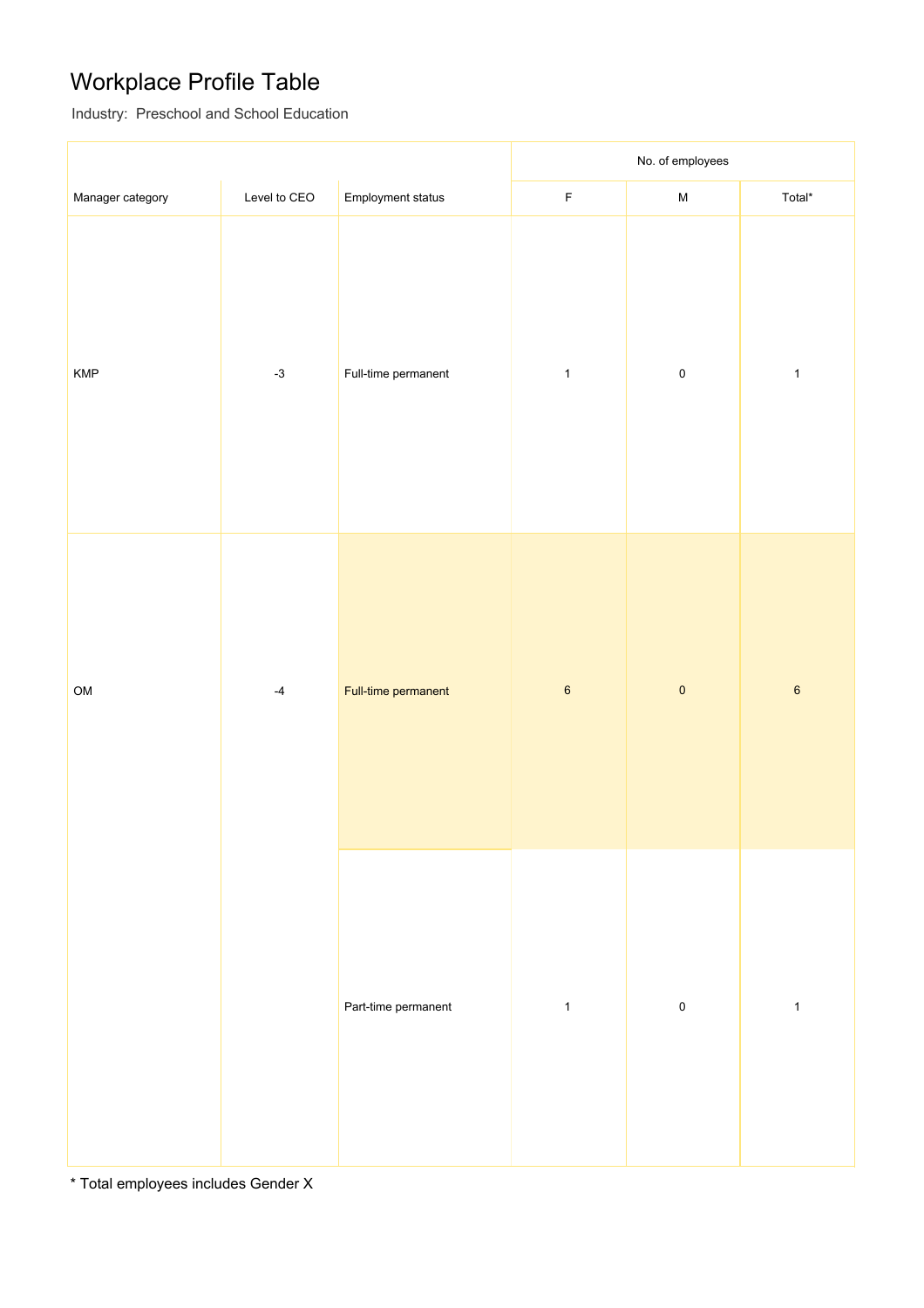# Workplace Profile Table

Industry: Preschool and School Education

| | | | No. of employees | | |
|---|---|---|---|---|---|
| Manager category | Level to CEO | Employment status | F | M | Total* |
| KMP | -3 | Full-time permanent | 1 | 0 | 1 |
| OM | -4 | Full-time permanent | 6 | 0 | 6 |
| | | Part-time permanent | 1 | 0 | 1 |

* Total employees includes Gender X